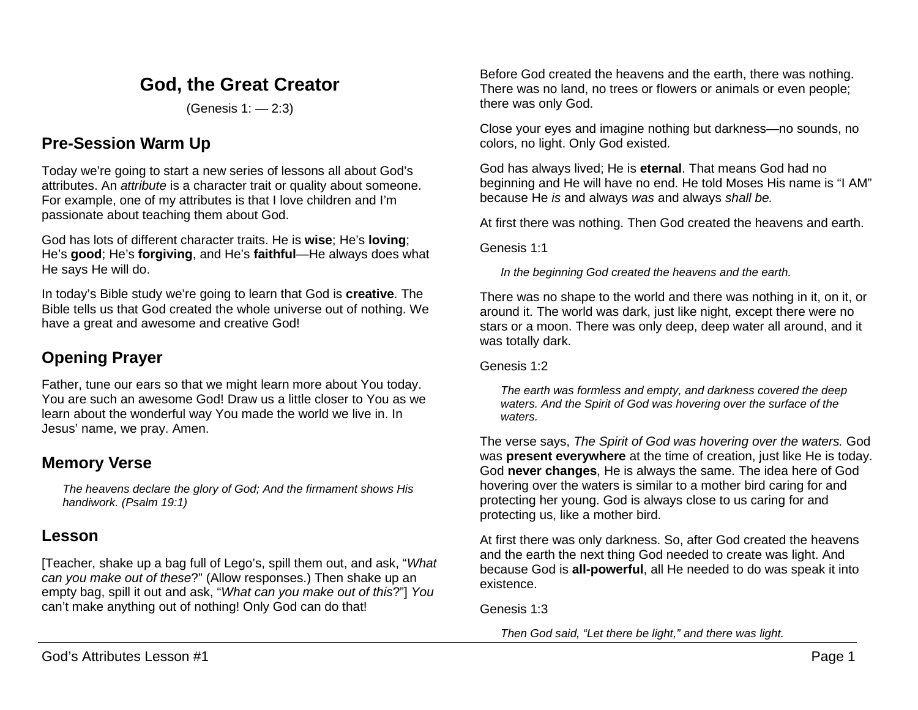# God, the Great Creator

(Genesis 1: — 2:3)

## Pre-Session Warm Up

Today we're going to start a new series of lessons all about God's attributes. An *attribute* is a character trait or quality about someone. For example, one of my attributes is that I love children and I'm passionate about teaching them about God.

God has lots of different character traits. He is **wise**; He's **loving**; He's **good**; He's **forgiving**, and He's **faithful**—He always does what He says He will do.

In today's Bible study we're going to learn that God is **creative**. The Bible tells us that God created the whole universe out of nothing. We have a great and awesome and creative God!

## Opening Prayer

Father, tune our ears so that we might learn more about You today. You are such an awesome God! Draw us a little closer to You as we learn about the wonderful way You made the world we live in. In Jesus' name, we pray. Amen.

## Memory Verse

> *The heavens declare the glory of God; And the firmament shows His handiwork. (Psalm 19:1)*

## Lesson

[Teacher, shake up a bag full of Lego's, spill them out, and ask, "*What can you make out of these*?" (Allow responses.) Then shake up an empty bag, spill it out and ask, "*What can you make out of this*?"] *You* can't make anything out of nothing! Only God can do that!

Before God created the heavens and the earth, there was nothing. There was no land, no trees or flowers or animals or even people; there was only God.

Close your eyes and imagine nothing but darkness—no sounds, no colors, no light. Only God existed.

God has always lived; He is **eternal**. That means God had no beginning and He will have no end. He told Moses His name is "I AM" because He *is* and always *was* and always *shall be.*

At first there was nothing. Then God created the heavens and earth.

Genesis 1:1

> *In the beginning God created the heavens and the earth.*

There was no shape to the world and there was nothing in it, on it, or around it. The world was dark, just like night, except there were no stars or a moon. There was only deep, deep water all around, and it was totally dark.

Genesis 1:2

> *The earth was formless and empty, and darkness covered the deep waters. And the Spirit of God was hovering over the surface of the waters.*

The verse says, *The Spirit of God was hovering over the waters.* God was **present everywhere** at the time of creation, just like He is today. God **never changes**, He is always the same. The idea here of God hovering over the waters is similar to a mother bird caring for and protecting her young. God is always close to us caring for and protecting us, like a mother bird.

At first there was only darkness. So, after God created the heavens and the earth the next thing God needed to create was light. And because God is **all-powerful**, all He needed to do was speak it into existence.

Genesis 1:3

> *Then God said, "Let there be light," and there was light.*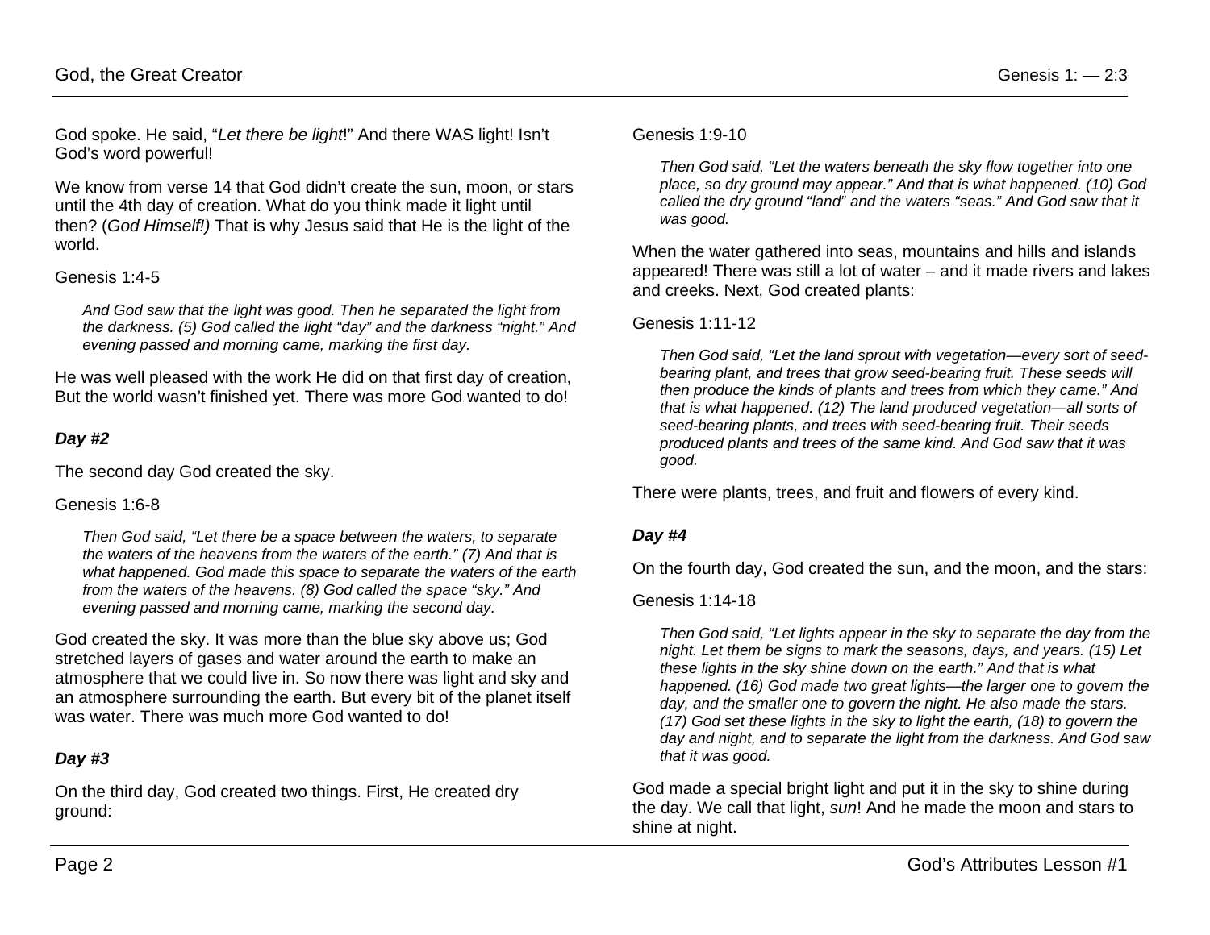God spoke. He said, "*Let there be light*!" And there WAS light! Isn't God's word powerful!

We know from verse 14 that God didn't create the sun, moon, or stars until the 4th day of creation. What do you think made it light until then? (*God Himself!)* That is why Jesus said that He is the light of the world.

Genesis 1:4-5

> *And God saw that the light was good. Then he separated the light from the darkness. (5) God called the light "day" and the darkness "night." And evening passed and morning came, marking the first day.*

He was well pleased with the work He did on that first day of creation, But the world wasn't finished yet. There was more God wanted to do!

### *Day #2*

The second day God created the sky.

Genesis 1:6-8

> *Then God said, "Let there be a space between the waters, to separate the waters of the heavens from the waters of the earth." (7) And that is what happened. God made this space to separate the waters of the earth from the waters of the heavens. (8) God called the space "sky." And evening passed and morning came, marking the second day.*

God created the sky. It was more than the blue sky above us; God stretched layers of gases and water around the earth to make an atmosphere that we could live in. So now there was light and sky and an atmosphere surrounding the earth. But every bit of the planet itself was water. There was much more God wanted to do!

### *Day #3*

On the third day, God created two things. First, He created dry ground:

Genesis 1:9-10

> *Then God said, "Let the waters beneath the sky flow together into one place, so dry ground may appear." And that is what happened. (10) God called the dry ground "land" and the waters "seas." And God saw that it was good.*

When the water gathered into seas, mountains and hills and islands appeared! There was still a lot of water – and it made rivers and lakes and creeks. Next, God created plants:

Genesis 1:11-12

> *Then God said, "Let the land sprout with vegetation—every sort of seed-bearing plant, and trees that grow seed-bearing fruit. These seeds will then produce the kinds of plants and trees from which they came." And that is what happened. (12) The land produced vegetation—all sorts of seed-bearing plants, and trees with seed-bearing fruit. Their seeds produced plants and trees of the same kind. And God saw that it was good.*

There were plants, trees, and fruit and flowers of every kind.

### *Day #4*

On the fourth day, God created the sun, and the moon, and the stars:

Genesis 1:14-18

> *Then God said, "Let lights appear in the sky to separate the day from the night. Let them be signs to mark the seasons, days, and years. (15) Let these lights in the sky shine down on the earth." And that is what happened. (16) God made two great lights—the larger one to govern the day, and the smaller one to govern the night. He also made the stars. (17) God set these lights in the sky to light the earth, (18) to govern the day and night, and to separate the light from the darkness. And God saw that it was good.*

God made a special bright light and put it in the sky to shine during the day. We call that light, *sun*! And he made the moon and stars to shine at night.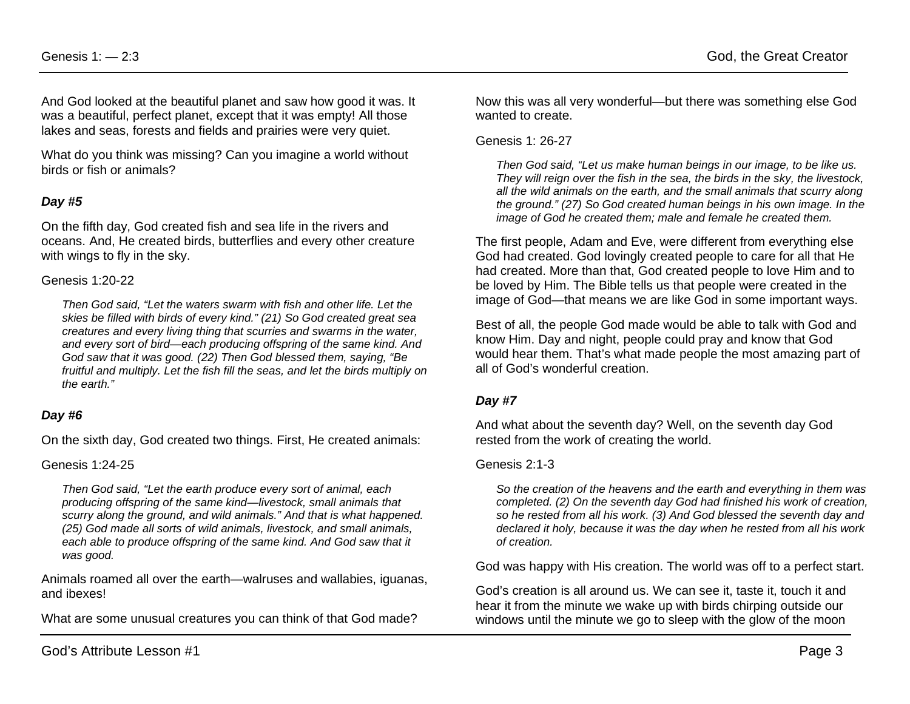And God looked at the beautiful planet and saw how good it was. It was a beautiful, perfect planet, except that it was empty! All those lakes and seas, forests and fields and prairies were very quiet.

What do you think was missing? Can you imagine a world without birds or fish or animals?

### *Day #5*

On the fifth day, God created fish and sea life in the rivers and oceans. And, He created birds, butterflies and every other creature with wings to fly in the sky.

Genesis 1:20-22

> *Then God said, "Let the waters swarm with fish and other life. Let the skies be filled with birds of every kind." (21) So God created great sea creatures and every living thing that scurries and swarms in the water, and every sort of bird—each producing offspring of the same kind. And God saw that it was good. (22) Then God blessed them, saying, "Be fruitful and multiply. Let the fish fill the seas, and let the birds multiply on the earth."*

### *Day #6*

On the sixth day, God created two things. First, He created animals:

Genesis 1:24-25

> *Then God said, "Let the earth produce every sort of animal, each producing offspring of the same kind—livestock, small animals that scurry along the ground, and wild animals." And that is what happened. (25) God made all sorts of wild animals, livestock, and small animals, each able to produce offspring of the same kind. And God saw that it was good.*

Animals roamed all over the earth—walruses and wallabies, iguanas, and ibexes!

What are some unusual creatures you can think of that God made?

Now this was all very wonderful—but there was something else God wanted to create.

Genesis 1: 26-27

> *Then God said, "Let us make human beings in our image, to be like us. They will reign over the fish in the sea, the birds in the sky, the livestock, all the wild animals on the earth, and the small animals that scurry along the ground." (27) So God created human beings in his own image. In the image of God he created them; male and female he created them.*

The first people, Adam and Eve, were different from everything else God had created. God lovingly created people to care for all that He had created. More than that, God created people to love Him and to be loved by Him. The Bible tells us that people were created in the image of God—that means we are like God in some important ways.

Best of all, the people God made would be able to talk with God and know Him. Day and night, people could pray and know that God would hear them. That's what made people the most amazing part of all of God's wonderful creation.

### *Day #7*

And what about the seventh day? Well, on the seventh day God rested from the work of creating the world.

Genesis 2:1-3

> *So the creation of the heavens and the earth and everything in them was completed. (2) On the seventh day God had finished his work of creation, so he rested from all his work. (3) And God blessed the seventh day and declared it holy, because it was the day when he rested from all his work of creation.*

God was happy with His creation. The world was off to a perfect start.

God's creation is all around us. We can see it, taste it, touch it and hear it from the minute we wake up with birds chirping outside our windows until the minute we go to sleep with the glow of the moon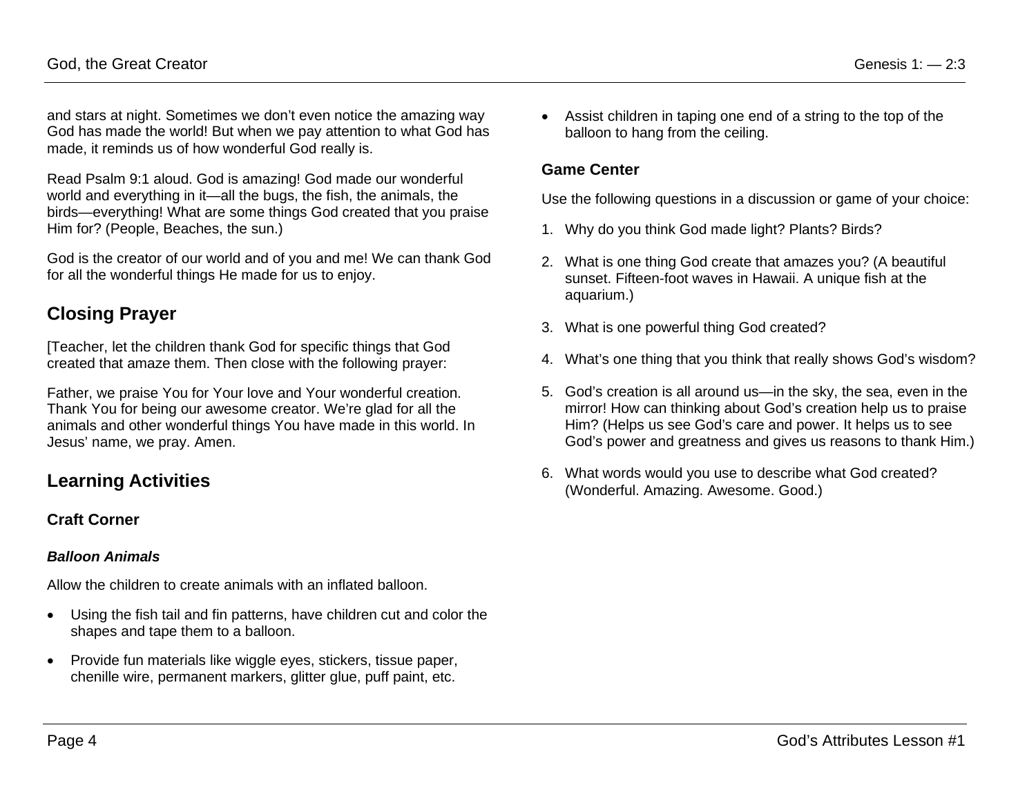and stars at night. Sometimes we don't even notice the amazing way God has made the world! But when we pay attention to what God has made, it reminds us of how wonderful God really is.

Read Psalm 9:1 aloud. God is amazing! God made our wonderful world and everything in it—all the bugs, the fish, the animals, the birds—everything! What are some things God created that you praise Him for? (People, Beaches, the sun.)

God is the creator of our world and of you and me! We can thank God for all the wonderful things He made for us to enjoy.

## Closing Prayer

[Teacher, let the children thank God for specific things that God created that amaze them. Then close with the following prayer:

Father, we praise You for Your love and Your wonderful creation. Thank You for being our awesome creator. We're glad for all the animals and other wonderful things You have made in this world. In Jesus' name, we pray. Amen.

## Learning Activities

### Craft Corner

#### *Balloon Animals*

Allow the children to create animals with an inflated balloon.

- Using the fish tail and fin patterns, have children cut and color the shapes and tape them to a balloon.
- Provide fun materials like wiggle eyes, stickers, tissue paper, chenille wire, permanent markers, glitter glue, puff paint, etc.
- Assist children in taping one end of a string to the top of the balloon to hang from the ceiling.

### Game Center

Use the following questions in a discussion or game of your choice:

1. Why do you think God made light? Plants? Birds?
2. What is one thing God create that amazes you? (A beautiful sunset. Fifteen-foot waves in Hawaii. A unique fish at the aquarium.)
3. What is one powerful thing God created?
4. What's one thing that you think that really shows God's wisdom?
5. God's creation is all around us—in the sky, the sea, even in the mirror! How can thinking about God's creation help us to praise Him? (Helps us see God's care and power. It helps us to see God's power and greatness and gives us reasons to thank Him.)
6. What words would you use to describe what God created? (Wonderful. Amazing. Awesome. Good.)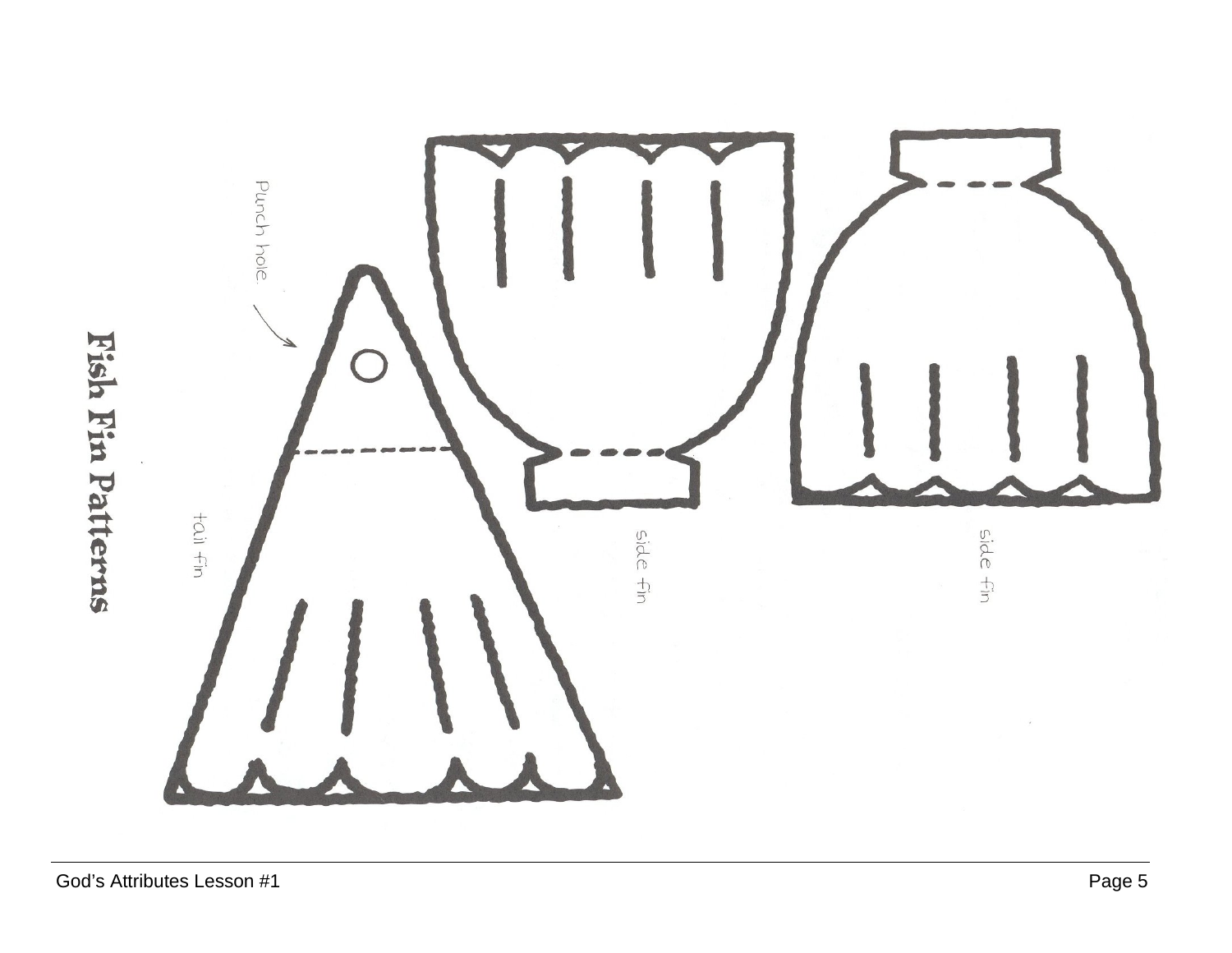# Fish Fin Patterns

Punch hole.

tail fin

side fin

side fin